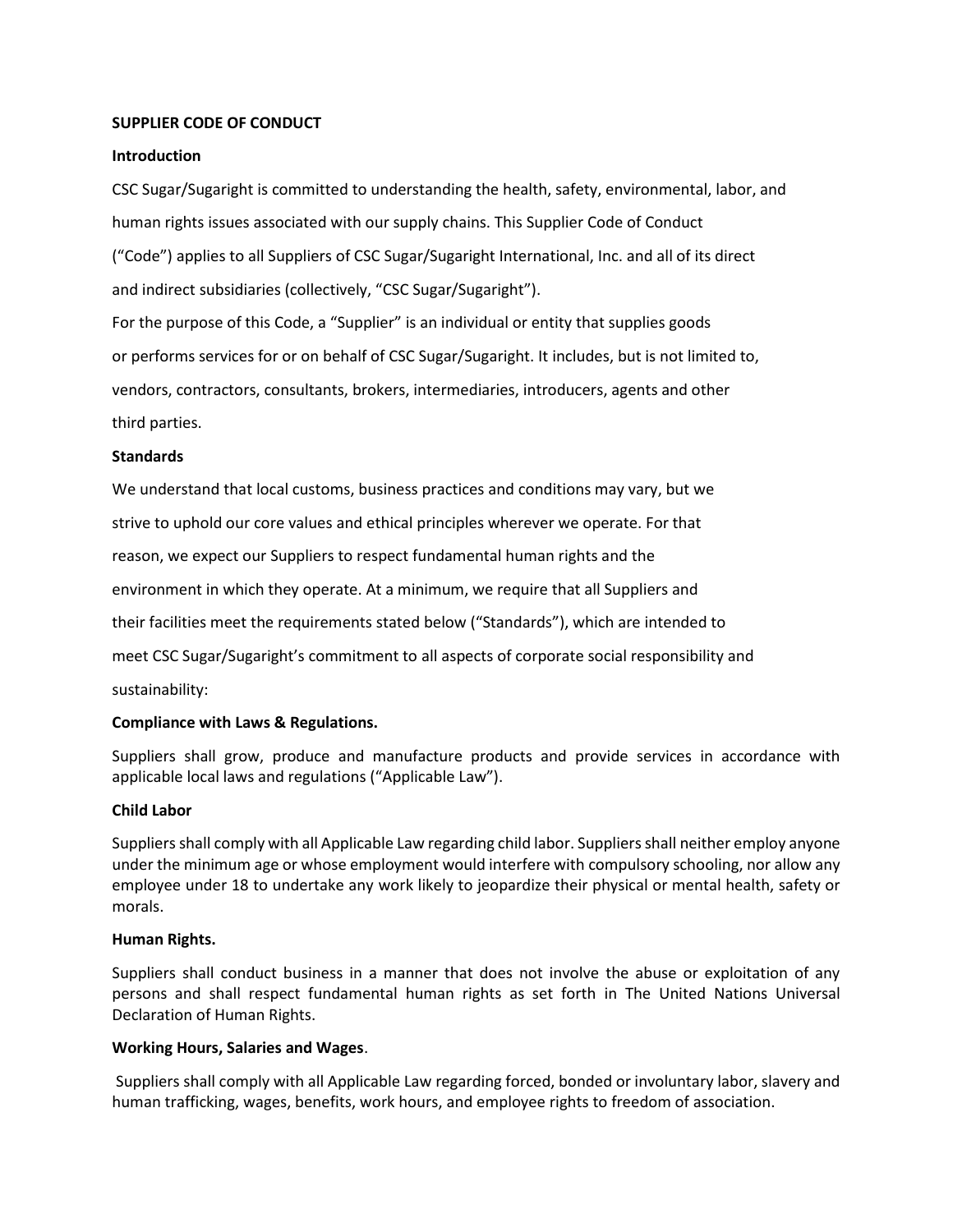# SUPPLIER CODE OF CONDUCT

## Introduction

CSC Sugar/Sugaright is committed to understanding the health, safety, environmental, labor, and human rights issues associated with our supply chains. This Supplier Code of Conduct ("Code") applies to all Suppliers of CSC Sugar/Sugaright International, Inc. and all of its direct and indirect subsidiaries (collectively, "CSC Sugar/Sugaright").

For the purpose of this Code, a "Supplier" is an individual or entity that supplies goods or performs services for or on behalf of CSC Sugar/Sugaright. It includes, but is not limited to, vendors, contractors, consultants, brokers, intermediaries, introducers, agents and other third parties.

## Standards

We understand that local customs, business practices and conditions may vary, but we strive to uphold our core values and ethical principles wherever we operate. For that reason, we expect our Suppliers to respect fundamental human rights and the environment in which they operate. At a minimum, we require that all Suppliers and their facilities meet the requirements stated below ("Standards"), which are intended to meet CSC Sugar/Sugaright's commitment to all aspects of corporate social responsibility and sustainability:

### Compliance with Laws & Regulations.

Suppliers shall grow, produce and manufacture products and provide services in accordance with applicable local laws and regulations ("Applicable Law").

### Child Labor

Suppliers shall comply with all Applicable Law regarding child labor. Suppliers shall neither employ anyone under the minimum age or whose employment would interfere with compulsory schooling, nor allow any employee under 18 to undertake any work likely to jeopardize their physical or mental health, safety or morals.

### Human Rights.

Suppliers shall conduct business in a manner that does not involve the abuse or exploitation of any persons and shall respect fundamental human rights as set forth in The United Nations Universal Declaration of Human Rights.

### Working Hours, Salaries and Wages.

Suppliers shall comply with all Applicable Law regarding forced, bonded or involuntary labor, slavery and human trafficking, wages, benefits, work hours, and employee rights to freedom of association.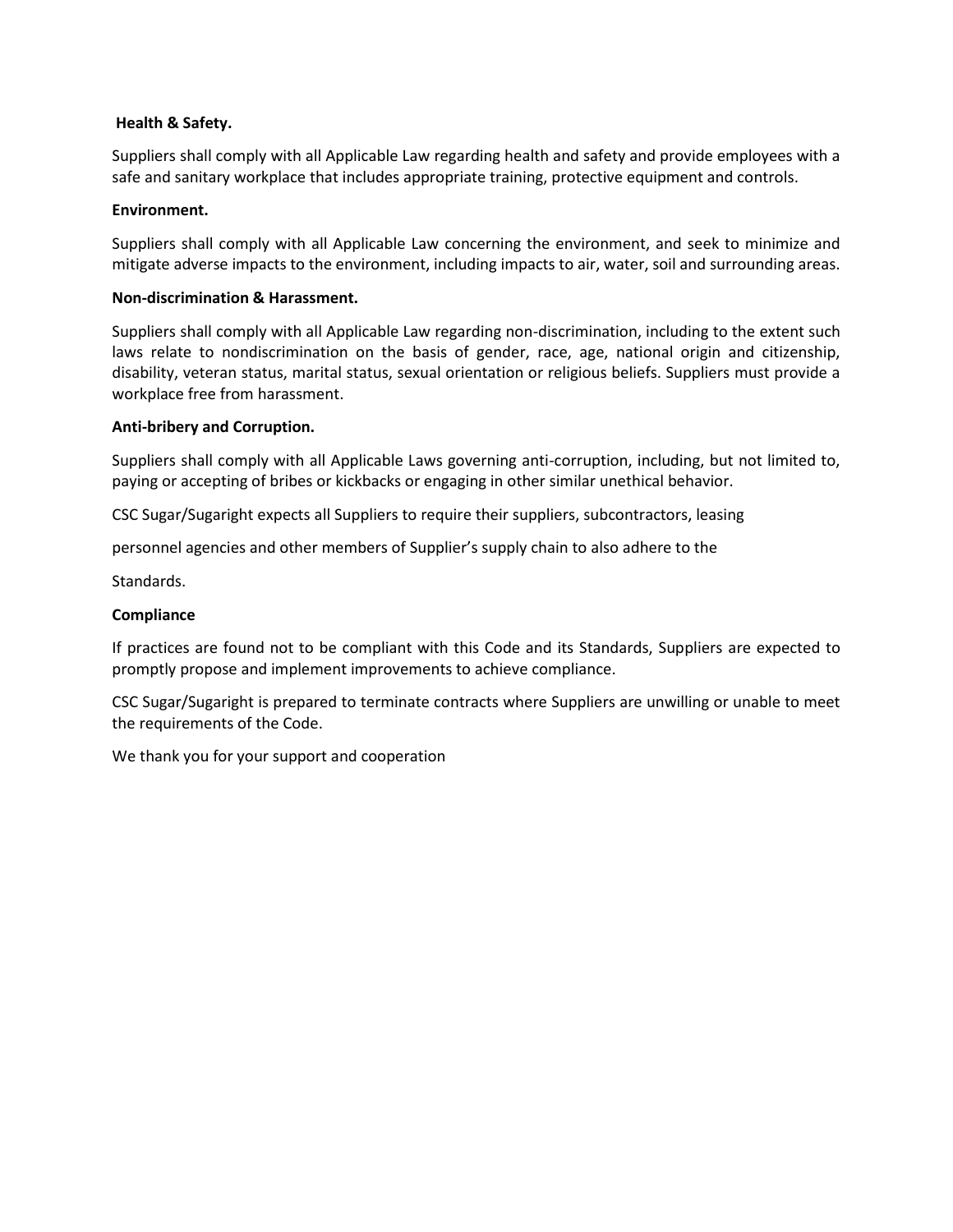**Health & Safety.**

Suppliers shall comply with all Applicable Law regarding health and safety and provide employees with a safe and sanitary workplace that includes appropriate training, protective equipment and controls.

**Environment.**

Suppliers shall comply with all Applicable Law concerning the environment, and seek to minimize and mitigate adverse impacts to the environment, including impacts to air, water, soil and surrounding areas.

**Non-discrimination & Harassment.**

Suppliers shall comply with all Applicable Law regarding non-discrimination, including to the extent such laws relate to nondiscrimination on the basis of gender, race, age, national origin and citizenship, disability, veteran status, marital status, sexual orientation or religious beliefs. Suppliers must provide a workplace free from harassment.

**Anti-bribery and Corruption.**

Suppliers shall comply with all Applicable Laws governing anti-corruption, including, but not limited to, paying or accepting of bribes or kickbacks or engaging in other similar unethical behavior.

CSC Sugar/Sugaright expects all Suppliers to require their suppliers, subcontractors, leasing personnel agencies and other members of Supplier's supply chain to also adhere to the Standards.

**Compliance**

If practices are found not to be compliant with this Code and its Standards, Suppliers are expected to promptly propose and implement improvements to achieve compliance.

CSC Sugar/Sugaright is prepared to terminate contracts where Suppliers are unwilling or unable to meet the requirements of the Code.

We thank you for your support and cooperation